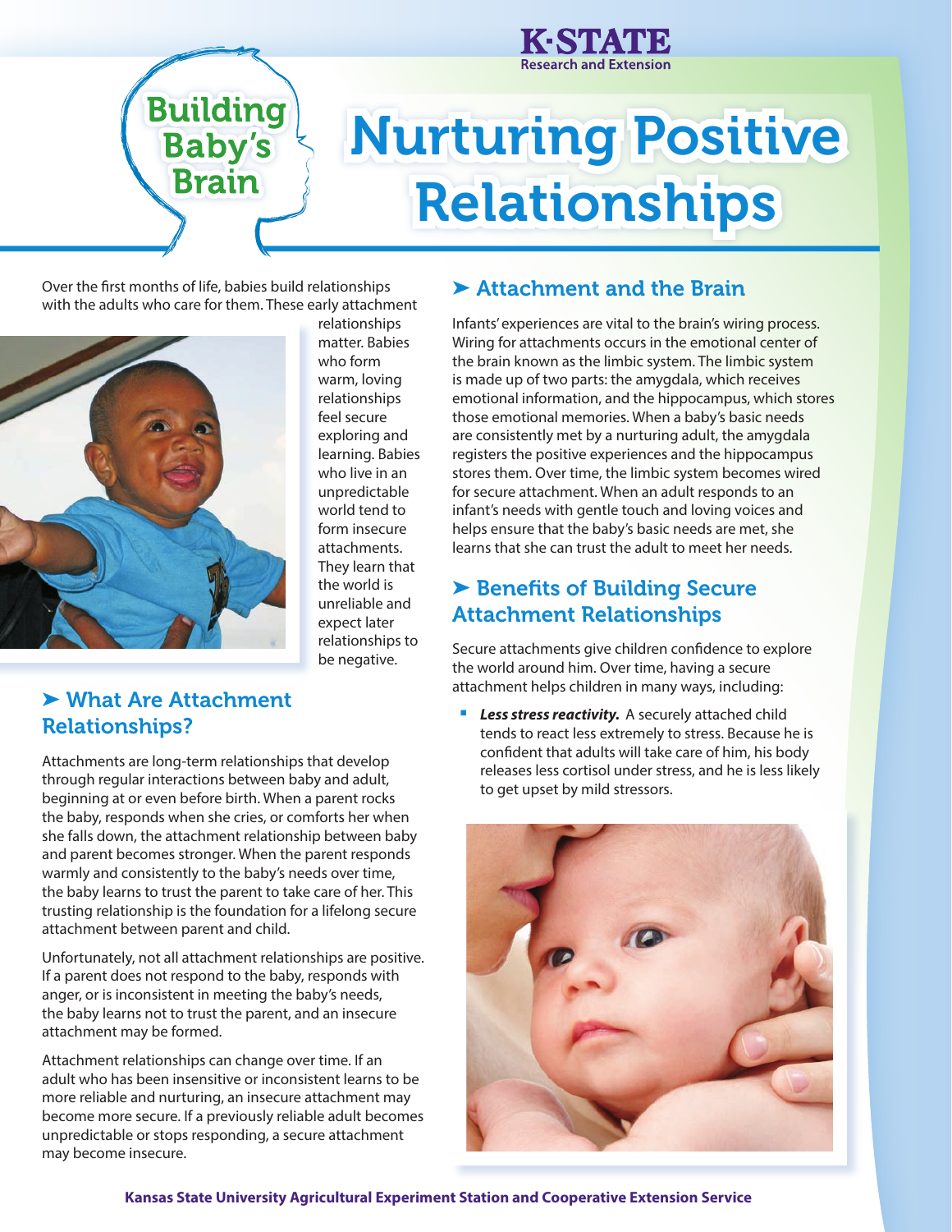K-STATE Research and Extension

Building Baby's Brain

# Nurturing Positive Relationships

Over the first months of life, babies build relationships with the adults who care for them. These early attachment relationships matter. Babies who form warm, loving relationships feel secure exploring and learning. Babies who live in an unpredictable world tend to form insecure attachments. They learn that the world is unreliable and expect later relationships to be negative.

## ➤ What Are Attachment Relationships?

Attachments are long-term relationships that develop through regular interactions between baby and adult, beginning at or even before birth. When a parent rocks the baby, responds when she cries, or comforts her when she falls down, the attachment relationship between baby and parent becomes stronger. When the parent responds warmly and consistently to the baby's needs over time, the baby learns to trust the parent to take care of her. This trusting relationship is the foundation for a lifelong secure attachment between parent and child.

Unfortunately, not all attachment relationships are positive. If a parent does not respond to the baby, responds with anger, or is inconsistent in meeting the baby's needs, the baby learns not to trust the parent, and an insecure attachment may be formed.

Attachment relationships can change over time. If an adult who has been insensitive or inconsistent learns to be more reliable and nurturing, an insecure attachment may become more secure. If a previously reliable adult becomes unpredictable or stops responding, a secure attachment may become insecure.

## ➤ Attachment and the Brain

Infants' experiences are vital to the brain's wiring process. Wiring for attachments occurs in the emotional center of the brain known as the limbic system. The limbic system is made up of two parts: the amygdala, which receives emotional information, and the hippocampus, which stores those emotional memories. When a baby's basic needs are consistently met by a nurturing adult, the amygdala registers the positive experiences and the hippocampus stores them. Over time, the limbic system becomes wired for secure attachment. When an adult responds to an infant's needs with gentle touch and loving voices and helps ensure that the baby's basic needs are met, she learns that she can trust the adult to meet her needs.

## ➤ Benefits of Building Secure Attachment Relationships

Secure attachments give children confidence to explore the world around him. Over time, having a secure attachment helps children in many ways, including:

- ***Less stress reactivity.*** A securely attached child tends to react less extremely to stress. Because he is confident that adults will take care of him, his body releases less cortisol under stress, and he is less likely to get upset by mild stressors.

Kansas State University Agricultural Experiment Station and Cooperative Extension Service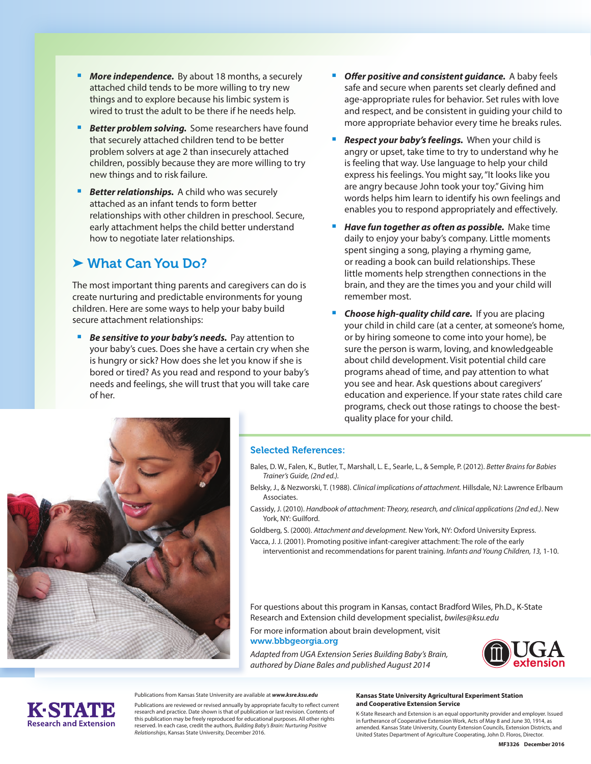- ***More independence.*** By about 18 months, a securely attached child tends to be more willing to try new things and to explore because his limbic system is wired to trust the adult to be there if he needs help.
- ***Better problem solving.*** Some researchers have found that securely attached children tend to be better problem solvers at age 2 than insecurely attached children, possibly because they are more willing to try new things and to risk failure.
- ***Better relationships.*** A child who was securely attached as an infant tends to form better relationships with other children in preschool. Secure, early attachment helps the child better understand how to negotiate later relationships.

## ➤ What Can You Do?

The most important thing parents and caregivers can do is create nurturing and predictable environments for young children. Here are some ways to help your baby build secure attachment relationships:

- ***Be sensitive to your baby's needs.*** Pay attention to your baby's cues. Does she have a certain cry when she is hungry or sick? How does she let you know if she is bored or tired? As you read and respond to your baby's needs and feelings, she will trust that you will take care of her.
- ***Offer positive and consistent guidance.*** A baby feels safe and secure when parents set clearly defined and age-appropriate rules for behavior. Set rules with love and respect, and be consistent in guiding your child to more appropriate behavior every time he breaks rules.
- ***Respect your baby's feelings.*** When your child is angry or upset, take time to try to understand why he is feeling that way. Use language to help your child express his feelings. You might say, "It looks like you are angry because John took your toy." Giving him words helps him learn to identify his own feelings and enables you to respond appropriately and effectively.
- ***Have fun together as often as possible.*** Make time daily to enjoy your baby's company. Little moments spent singing a song, playing a rhyming game, or reading a book can build relationships. These little moments help strengthen connections in the brain, and they are the times you and your child will remember most.
- ***Choose high-quality child care.*** If you are placing your child in child care (at a center, at someone's home, or by hiring someone to come into your home), be sure the person is warm, loving, and knowledgeable about child development. Visit potential child care programs ahead of time, and pay attention to what you see and hear. Ask questions about caregivers' education and experience. If your state rates child care programs, check out those ratings to choose the best-quality place for your child.

### Selected References:

Bales, D. W., Falen, K., Butler, T., Marshall, L. E., Searle, L., & Semple, P. (2012). *Better Brains for Babies Trainer's Guide, (2nd ed.).*

Belsky, J., & Nezworski, T. (1988). *Clinical implications of attachment.* Hillsdale, NJ: Lawrence Erlbaum Associates.

Cassidy, J. (2010). *Handbook of attachment: Theory, research, and clinical applications (2nd ed.)*. New York, NY: Guilford.

Goldberg, S. (2000). *Attachment and development.* New York, NY: Oxford University Express.

Vacca, J. J. (2001). Promoting positive infant-caregiver attachment: The role of the early interventionist and recommendations for parent training. *Infants and Young Children, 13,* 1-10.

For questions about this program in Kansas, contact Bradford Wiles, Ph.D., K-State Research and Extension child development specialist, *bwiles@ksu.edu*

For more information about brain development, visit **www.bbbgeorgia.org**

*Adapted from UGA Extension Series Building Baby's Brain, authored by Diane Bales and published August 2014*

UGA extension

K-STATE Research and Extension

Publications from Kansas State University are available at ***www.ksre.ksu.edu***

Publications are reviewed or revised annually by appropriate faculty to reflect current research and practice. Date shown is that of publication or last revision. Contents of this publication may be freely reproduced for educational purposes. All other rights reserved. In each case, credit the authors, *Building Baby's Brain: Nurturing Positive Relationships*, Kansas State University, December 2016.

**Kansas State University Agricultural Experiment Station and Cooperative Extension Service**

K-State Research and Extension is an equal opportunity provider and employer. Issued in furtherance of Cooperative Extension Work, Acts of May 8 and June 30, 1914, as amended. Kansas State University, County Extension Councils, Extension Districts, and United States Department of Agriculture Cooperating, John D. Floros, Director.

**MF3326 December 2016**